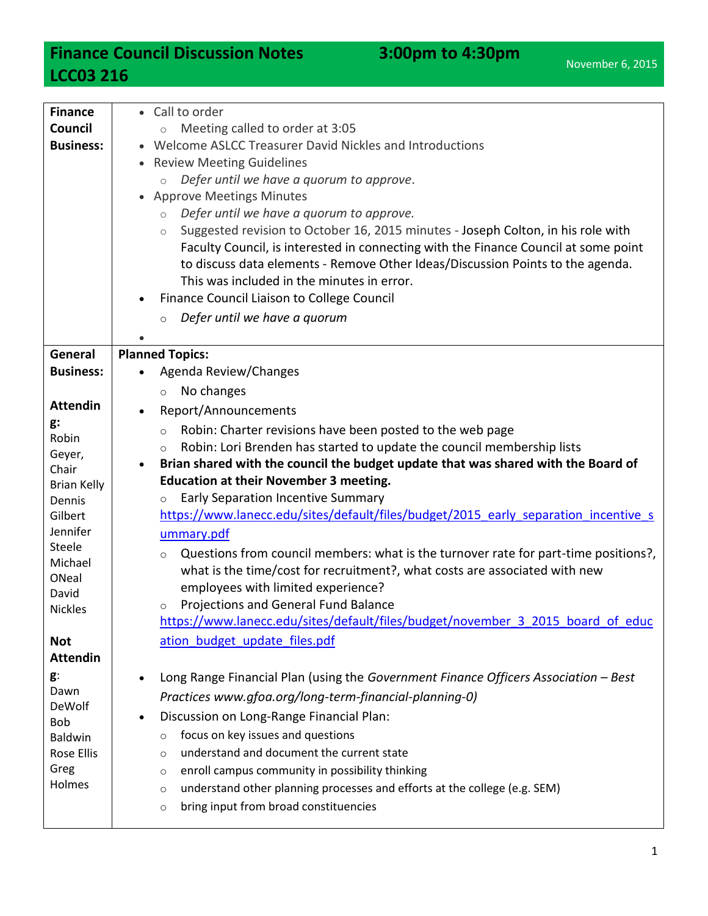# Finance Council Discussion Notes LCC03 216

**3:00pm to 4:30pm**

November 6, 2015

## Finance Council Business:

- Call to order
  - Meeting called to order at 3:05
- Welcome ASLCC Treasurer David Nickles and Introductions
- Review Meeting Guidelines
  - *Defer until we have a quorum to approve*.
- Approve Meetings Minutes
  - *Defer until we have a quorum to approve.*
  - Suggested revision to October 16, 2015 minutes - Joseph Colton, in his role with Faculty Council, is interested in connecting with the Finance Council at some point to discuss data elements - Remove Other Ideas/Discussion Points to the agenda. This was included in the minutes in error.
- Finance Council Liaison to College Council
  - *Defer until we have a quorum*

## General Business:

**Attending:** Robin Geyer, Chair; Brian Kelly; Dennis Gilbert; Jennifer Steele; Michael ONeal; David Nickles

**Not Attending:** Dawn DeWolf; Bob Baldwin; Rose Ellis; Greg Holmes

**Planned Topics:**

- Agenda Review/Changes
  - No changes
- Report/Announcements
  - Robin: Charter revisions have been posted to the web page
  - Robin: Lori Brenden has started to update the council membership lists
- **Brian shared with the council the budget update that was shared with the Board of Education at their November 3 meeting.**
  - Early Separation Incentive Summary https://www.lanecc.edu/sites/default/files/budget/2015_early_separation_incentive_summary.pdf
  - Questions from council members: what is the turnover rate for part-time positions?, what is the time/cost for recruitment?, what costs are associated with new employees with limited experience?
  - Projections and General Fund Balance https://www.lanecc.edu/sites/default/files/budget/november_3_2015_board_of_education_budget_update_files.pdf
- Long Range Financial Plan (using the *Government Finance Officers Association – Best Practices www.gfoa.org/long-term-financial-planning-0)*
- Discussion on Long-Range Financial Plan:
  - focus on key issues and questions
  - understand and document the current state
  - enroll campus community in possibility thinking
  - understand other planning processes and efforts at the college (e.g. SEM)
  - bring input from broad constituencies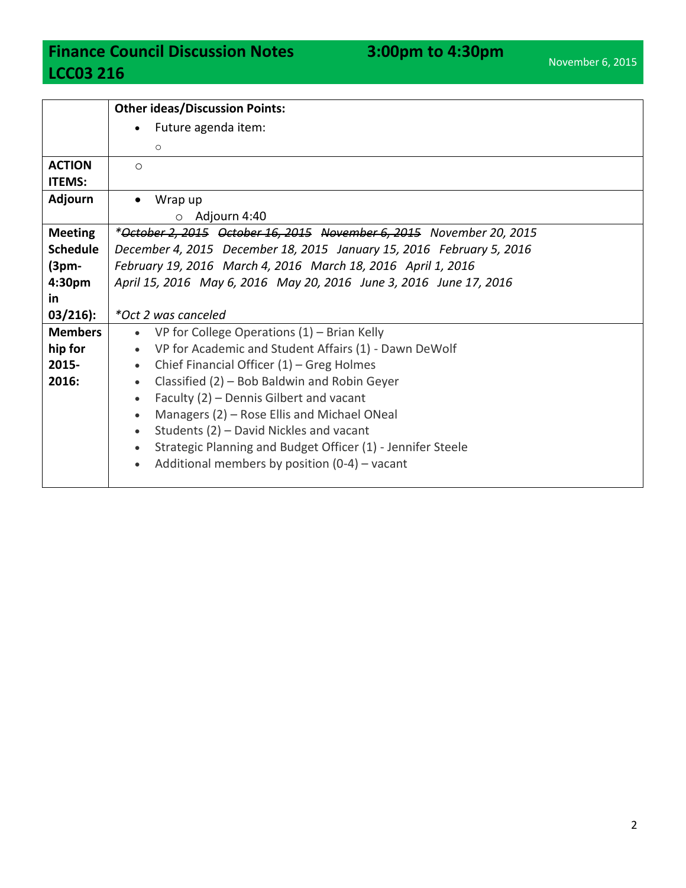# Finance Council Discussion Notes LCC03 216

**3:00pm to 4:30pm**

November 6, 2015

| | |
|---|---|
| | **Other ideas/Discussion Points:**<br>• Future agenda item:<br>  ○ |
| **ACTION ITEMS:** | ○ |
| **Adjourn** | • Wrap up<br>  ○ Adjourn 4:40 |
| **Meeting Schedule (3pm-4:30pm in 03/216):** | *\*~~October 2, 2015~~ ~~October 16, 2015~~ ~~November 6, 2015~~ November 20, 2015 December 4, 2015 December 18, 2015 January 15, 2016 February 5, 2016 February 19, 2016 March 4, 2016 March 18, 2016 April 1, 2016 April 15, 2016 May 6, 2016 May 20, 2016 June 3, 2016 June 17, 2016*<br><br>*\*Oct 2 was canceled* |
| **Membership for 2015-2016:** | • VP for College Operations (1) – Brian Kelly<br>• VP for Academic and Student Affairs (1) - Dawn DeWolf<br>• Chief Financial Officer (1) – Greg Holmes<br>• Classified (2) – Bob Baldwin and Robin Geyer<br>• Faculty (2) – Dennis Gilbert and vacant<br>• Managers (2) – Rose Ellis and Michael ONeal<br>• Students (2) – David Nickles and vacant<br>• Strategic Planning and Budget Officer (1) - Jennifer Steele<br>• Additional members by position (0-4) – vacant |